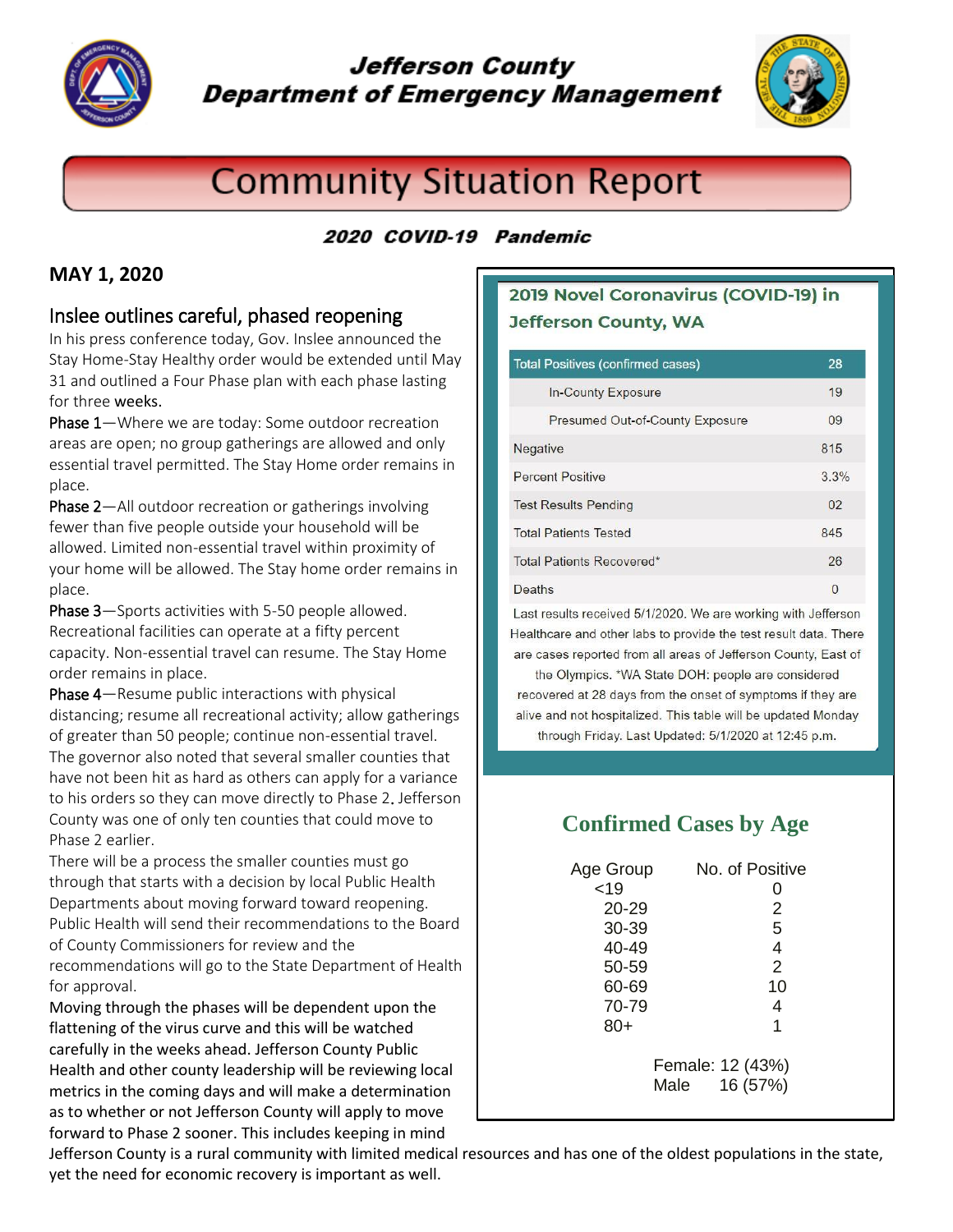# Jefferson County Department of Emergency Management

# Community Situation Report

***2020 COVID-19 Pandemic***

## MAY 1, 2020

### Inslee outlines careful, phased reopening

In his press conference today, Gov. Inslee announced the Stay Home-Stay Healthy order would be extended until May 31 and outlined a Four Phase plan with each phase lasting for three weeks.

Phase 1—Where we are today: Some outdoor recreation areas are open; no group gatherings are allowed and only essential travel permitted. The Stay Home order remains in place.

Phase 2—All outdoor recreation or gatherings involving fewer than five people outside your household will be allowed. Limited non-essential travel within proximity of your home will be allowed. The Stay home order remains in place.

Phase 3—Sports activities with 5-50 people allowed. Recreational facilities can operate at a fifty percent capacity. Non-essential travel can resume. The Stay Home order remains in place.

Phase 4—Resume public interactions with physical distancing; resume all recreational activity; allow gatherings of greater than 50 people; continue non-essential travel.

The governor also noted that several smaller counties that have not been hit as hard as others can apply for a variance to his orders so they can move directly to Phase 2. Jefferson County was one of only ten counties that could move to Phase 2 earlier.

There will be a process the smaller counties must go through that starts with a decision by local Public Health Departments about moving forward toward reopening. Public Health will send their recommendations to the Board of County Commissioners for review and the recommendations will go to the State Department of Health for approval.

Moving through the phases will be dependent upon the flattening of the virus curve and this will be watched carefully in the weeks ahead. Jefferson County Public Health and other county leadership will be reviewing local metrics in the coming days and will make a determination as to whether or not Jefferson County will apply to move forward to Phase 2 sooner. This includes keeping in mind Jefferson County is a rural community with limited medical resources and has one of the oldest populations in the state, yet the need for economic recovery is important as well.

### 2019 Novel Coronavirus (COVID-19) in Jefferson County, WA

| Total Positives (confirmed cases) | 28 |
|---|---|
| In-County Exposure | 19 |
| Presumed Out-of-County Exposure | 09 |
| Negative | 815 |
| Percent Positive | 3.3% |
| Test Results Pending | 02 |
| Total Patients Tested | 845 |
| Total Patients Recovered* | 26 |
| Deaths | 0 |

Last results received 5/1/2020. We are working with Jefferson Healthcare and other labs to provide the test result data. There are cases reported from all areas of Jefferson County, East of the Olympics. *WA State DOH: people are considered recovered at 28 days from the onset of symptoms if they are alive and not hospitalized. This table will be updated Monday through Friday. Last Updated: 5/1/2020 at 12:45 p.m.

### Confirmed Cases by Age

| Age Group | No. of Positive |
|---|---|
| <19 | 0 |
| 20-29 | 2 |
| 30-39 | 5 |
| 40-49 | 4 |
| 50-59 | 2 |
| 60-69 | 10 |
| 70-79 | 4 |
| 80+ | 1 |

Female: 12 (43%)
Male 16 (57%)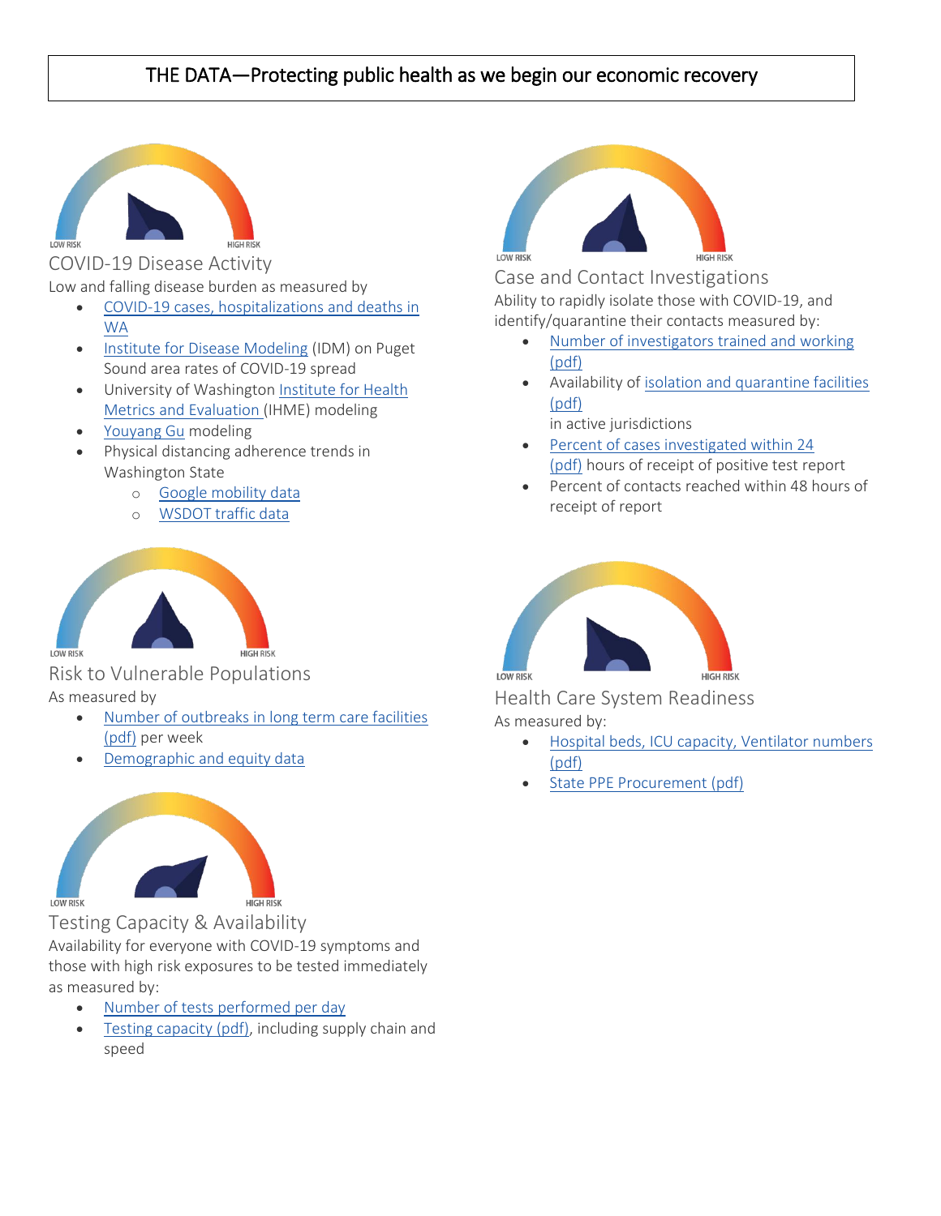# THE DATA—Protecting public health as we begin our economic recovery

LOW RISK
HIGH RISK

## COVID-19 Disease Activity

Low and falling disease burden as measured by

- COVID-19 cases, hospitalizations and deaths in WA
- Institute for Disease Modeling (IDM) on Puget Sound area rates of COVID-19 spread
- University of Washington Institute for Health Metrics and Evaluation (IHME) modeling
- Youyang Gu modeling
- Physical distancing adherence trends in Washington State
  - Google mobility data
  - WSDOT traffic data

LOW RISK
HIGH RISK

## Risk to Vulnerable Populations

As measured by

- Number of outbreaks in long term care facilities (pdf) per week
- Demographic and equity data

LOW RISK
HIGH RISK

## Testing Capacity & Availability

Availability for everyone with COVID-19 symptoms and those with high risk exposures to be tested immediately as measured by:

- Number of tests performed per day
- Testing capacity (pdf), including supply chain and speed

LOW RISK
HIGH RISK

## Case and Contact Investigations

Ability to rapidly isolate those with COVID-19, and identify/quarantine their contacts measured by:

- Number of investigators trained and working (pdf)
- Availability of isolation and quarantine facilities (pdf) in active jurisdictions
- Percent of cases investigated within 24 (pdf) hours of receipt of positive test report
- Percent of contacts reached within 48 hours of receipt of report

LOW RISK
HIGH RISK

## Health Care System Readiness

As measured by:

- Hospital beds, ICU capacity, Ventilator numbers (pdf)
- State PPE Procurement (pdf)